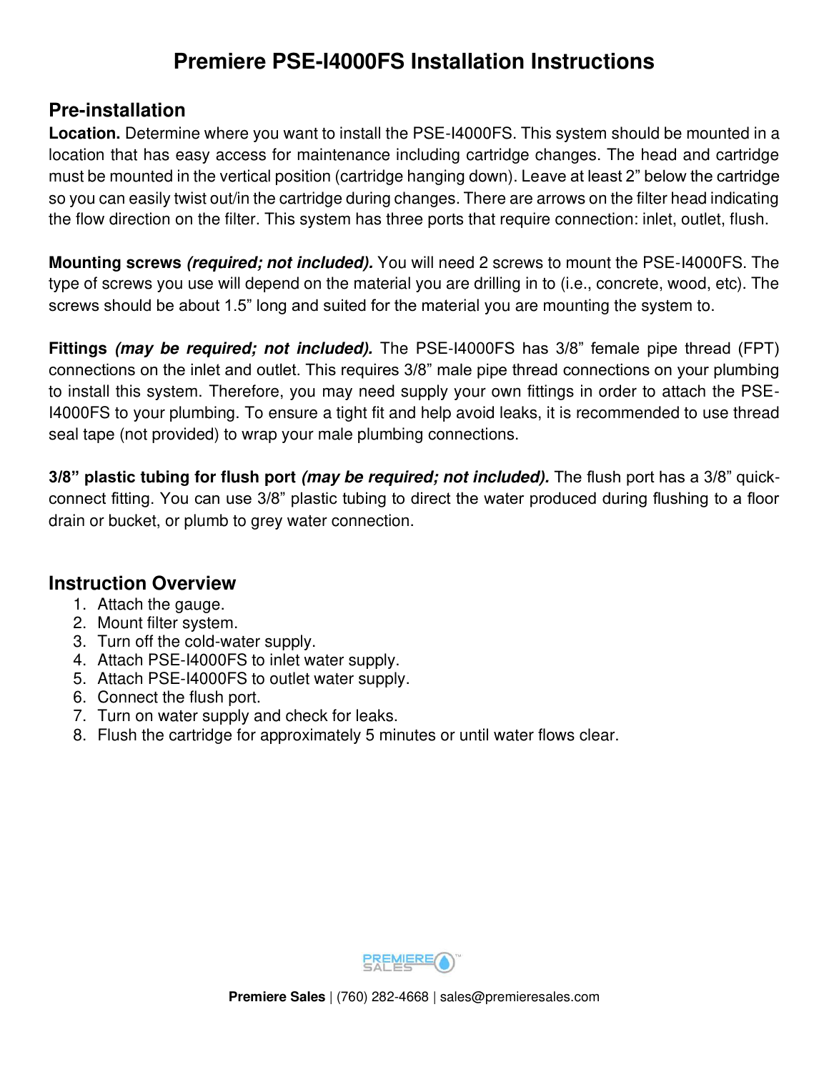# Premiere PSE-I4000FS Installation Instructions

## Pre-installation

**Location.** Determine where you want to install the PSE-I4000FS. This system should be mounted in a location that has easy access for maintenance including cartridge changes. The head and cartridge must be mounted in the vertical position (cartridge hanging down). Leave at least 2" below the cartridge so you can easily twist out/in the cartridge during changes. There are arrows on the filter head indicating the flow direction on the filter. This system has three ports that require connection: inlet, outlet, flush.

**Mounting screws *(required; not included).*** You will need 2 screws to mount the PSE-I4000FS. The type of screws you use will depend on the material you are drilling in to (i.e., concrete, wood, etc). The screws should be about 1.5" long and suited for the material you are mounting the system to.

**Fittings *(may be required; not included).*** The PSE-I4000FS has 3/8" female pipe thread (FPT) connections on the inlet and outlet. This requires 3/8" male pipe thread connections on your plumbing to install this system. Therefore, you may need supply your own fittings in order to attach the PSE-I4000FS to your plumbing. To ensure a tight fit and help avoid leaks, it is recommended to use thread seal tape (not provided) to wrap your male plumbing connections.

**3/8" plastic tubing for flush port *(may be required; not included).*** The flush port has a 3/8" quick-connect fitting. You can use 3/8" plastic tubing to direct the water produced during flushing to a floor drain or bucket, or plumb to grey water connection.

## Instruction Overview

1. Attach the gauge.
2. Mount filter system.
3. Turn off the cold-water supply.
4. Attach PSE-I4000FS to inlet water supply.
5. Attach PSE-I4000FS to outlet water supply.
6. Connect the flush port.
7. Turn on water supply and check for leaks.
8. Flush the cartridge for approximately 5 minutes or until water flows clear.

PREMIERE SALES™

**Premiere Sales** | (760) 282-4668 | sales@premieresales.com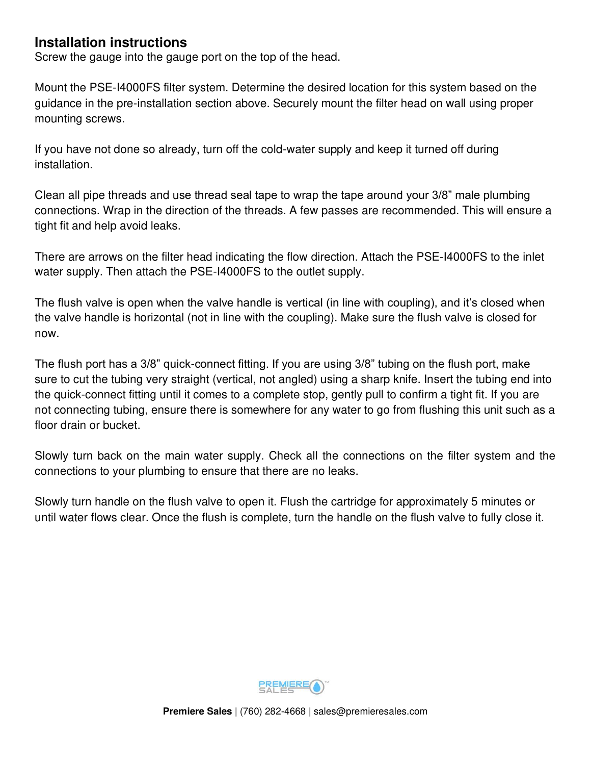## Installation instructions

Screw the gauge into the gauge port on the top of the head.

Mount the PSE-I4000FS filter system. Determine the desired location for this system based on the guidance in the pre-installation section above. Securely mount the filter head on wall using proper mounting screws.

If you have not done so already, turn off the cold-water supply and keep it turned off during installation.

Clean all pipe threads and use thread seal tape to wrap the tape around your 3/8" male plumbing connections. Wrap in the direction of the threads. A few passes are recommended. This will ensure a tight fit and help avoid leaks.

There are arrows on the filter head indicating the flow direction. Attach the PSE-I4000FS to the inlet water supply. Then attach the PSE-I4000FS to the outlet supply.

The flush valve is open when the valve handle is vertical (in line with coupling), and it's closed when the valve handle is horizontal (not in line with the coupling). Make sure the flush valve is closed for now.

The flush port has a 3/8" quick-connect fitting. If you are using 3/8" tubing on the flush port, make sure to cut the tubing very straight (vertical, not angled) using a sharp knife. Insert the tubing end into the quick-connect fitting until it comes to a complete stop, gently pull to confirm a tight fit. If you are not connecting tubing, ensure there is somewhere for any water to go from flushing this unit such as a floor drain or bucket.

Slowly turn back on the main water supply. Check all the connections on the filter system and the connections to your plumbing to ensure that there are no leaks.

Slowly turn handle on the flush valve to open it. Flush the cartridge for approximately 5 minutes or until water flows clear. Once the flush is complete, turn the handle on the flush valve to fully close it.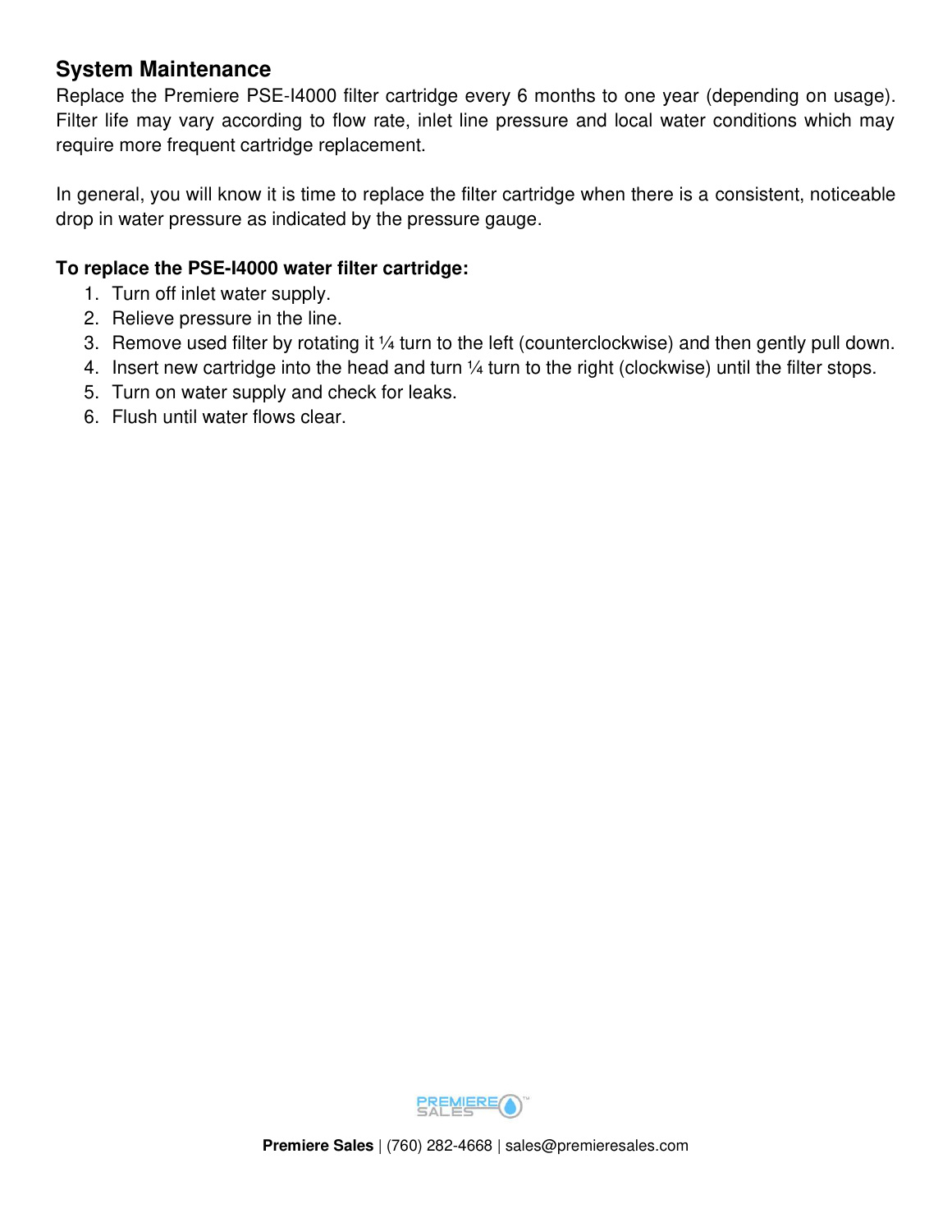## System Maintenance

Replace the Premiere PSE-I4000 filter cartridge every 6 months to one year (depending on usage). Filter life may vary according to flow rate, inlet line pressure and local water conditions which may require more frequent cartridge replacement.

In general, you will know it is time to replace the filter cartridge when there is a consistent, noticeable drop in water pressure as indicated by the pressure gauge.

**To replace the PSE-I4000 water filter cartridge:**

1. Turn off inlet water supply.
2. Relieve pressure in the line.
3. Remove used filter by rotating it ¼ turn to the left (counterclockwise) and then gently pull down.
4. Insert new cartridge into the head and turn ¼ turn to the right (clockwise) until the filter stops.
5. Turn on water supply and check for leaks.
6. Flush until water flows clear.

PREMIERE SALES™

**Premiere Sales** | (760) 282-4668 | sales@premieresales.com